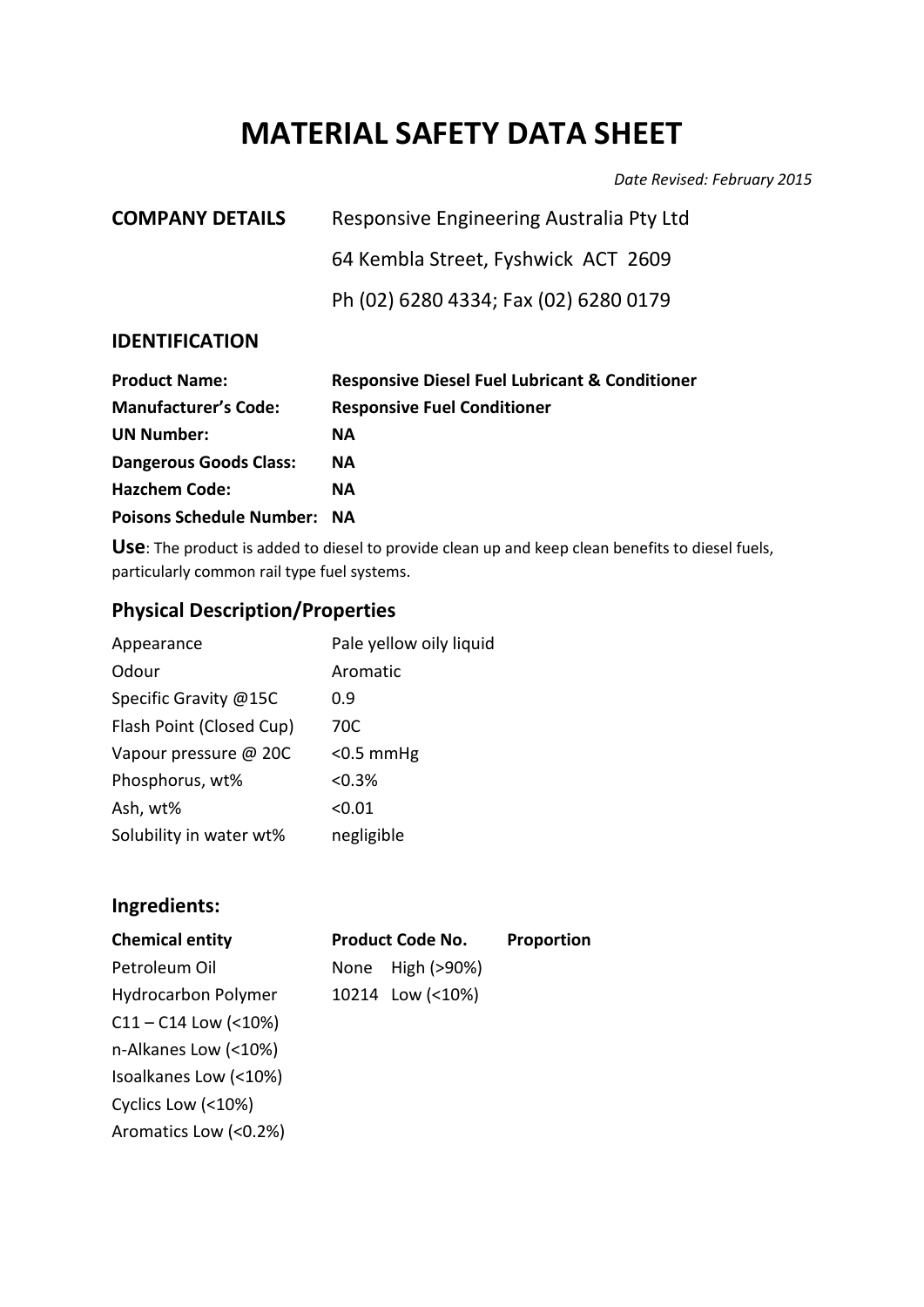# MATERIAL SAFETY DATA SHEET

*Date Revised: February 2015*

**COMPANY DETAILS** Responsive Engineering Australia Pty Ltd

64 Kembla Street, Fyshwick ACT 2609

Ph (02) 6280 4334; Fax (02) 6280 0179

## IDENTIFICATION

| | |
|---|---|
| **Product Name:** | **Responsive Diesel Fuel Lubricant & Conditioner** |
| **Manufacturer's Code:** | **Responsive Fuel Conditioner** |
| **UN Number:** | **NA** |
| **Dangerous Goods Class:** | **NA** |
| **Hazchem Code:** | **NA** |
| **Poisons Schedule Number:** | **NA** |

**Use**: The product is added to diesel to provide clean up and keep clean benefits to diesel fuels, particularly common rail type fuel systems.

## Physical Description/Properties

| | |
|---|---|
| Appearance | Pale yellow oily liquid |
| Odour | Aromatic |
| Specific Gravity @15C | 0.9 |
| Flash Point (Closed Cup) | 70C |
| Vapour pressure @ 20C | <0.5 mmHg |
| Phosphorus, wt% | <0.3% |
| Ash, wt% | <0.01 |
| Solubility in water wt% | negligible |

## Ingredients:

| **Chemical entity** | **Product Code No.** | **Proportion** |
|---|---|---|
| Petroleum Oil | None High (>90%) | |
| Hydrocarbon Polymer | 10214 Low (<10%) | |
| C11 – C14 Low (<10%) | | |
| n-Alkanes Low (<10%) | | |
| Isoalkanes Low (<10%) | | |
| Cyclics Low (<10%) | | |
| Aromatics Low (<0.2%) | | |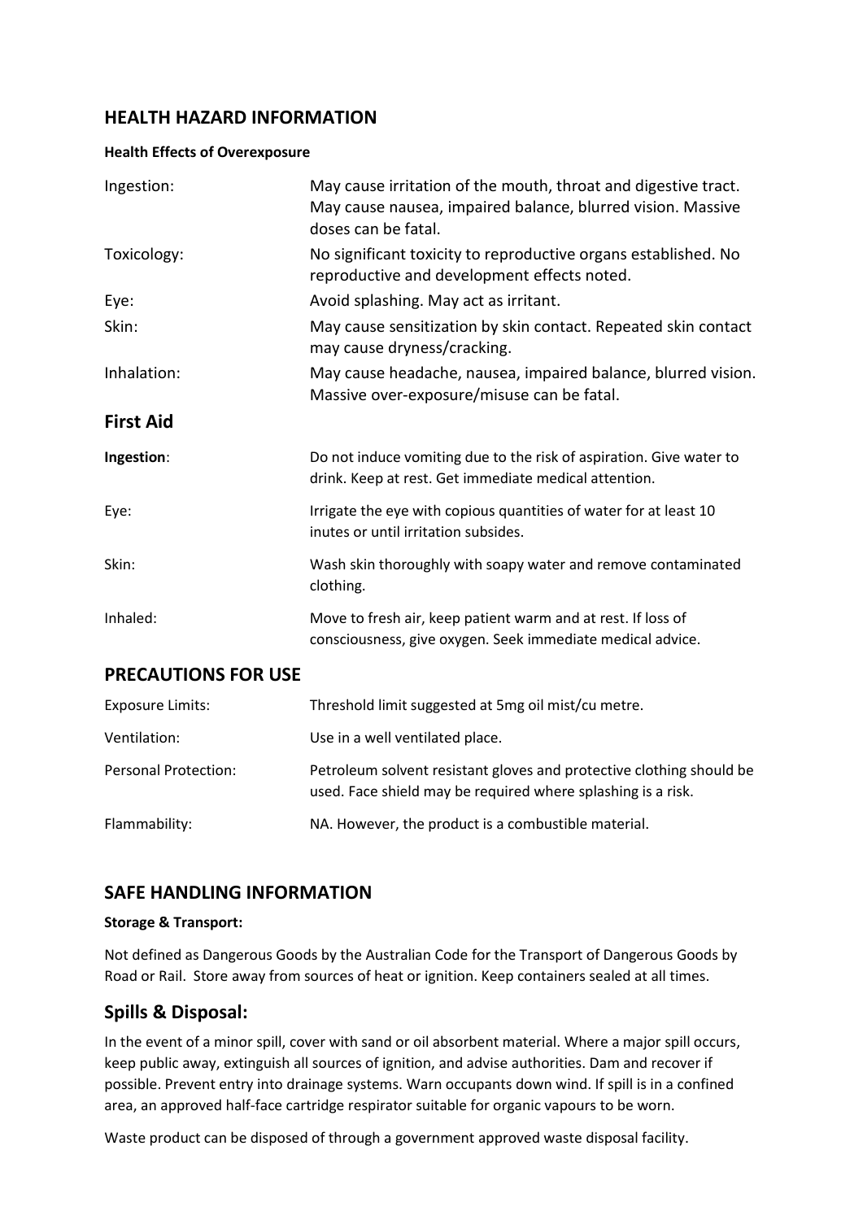## HEALTH HAZARD INFORMATION

**Health Effects of Overexposure**

| | |
|---|---|
| Ingestion: | May cause irritation of the mouth, throat and digestive tract. May cause nausea, impaired balance, blurred vision. Massive doses can be fatal. |
| Toxicology: | No significant toxicity to reproductive organs established. No reproductive and development effects noted. |
| Eye: | Avoid splashing. May act as irritant. |
| Skin: | May cause sensitization by skin contact. Repeated skin contact may cause dryness/cracking. |
| Inhalation: | May cause headache, nausea, impaired balance, blurred vision. Massive over-exposure/misuse can be fatal. |

## First Aid

| | |
|---|---|
| **Ingestion**: | Do not induce vomiting due to the risk of aspiration. Give water to drink. Keep at rest. Get immediate medical attention. |
| Eye: | Irrigate the eye with copious quantities of water for at least 10 inutes or until irritation subsides. |
| Skin: | Wash skin thoroughly with soapy water and remove contaminated clothing. |
| Inhaled: | Move to fresh air, keep patient warm and at rest. If loss of consciousness, give oxygen. Seek immediate medical advice. |

## PRECAUTIONS FOR USE

| | |
|---|---|
| Exposure Limits: | Threshold limit suggested at 5mg oil mist/cu metre. |
| Ventilation: | Use in a well ventilated place. |
| Personal Protection: | Petroleum solvent resistant gloves and protective clothing should be used. Face shield may be required where splashing is a risk. |
| Flammability: | NA. However, the product is a combustible material. |

## SAFE HANDLING INFORMATION

**Storage & Transport:**

Not defined as Dangerous Goods by the Australian Code for the Transport of Dangerous Goods by Road or Rail. Store away from sources of heat or ignition. Keep containers sealed at all times.

## Spills & Disposal:

In the event of a minor spill, cover with sand or oil absorbent material. Where a major spill occurs, keep public away, extinguish all sources of ignition, and advise authorities. Dam and recover if possible. Prevent entry into drainage systems. Warn occupants down wind. If spill is in a confined area, an approved half-face cartridge respirator suitable for organic vapours to be worn.

Waste product can be disposed of through a government approved waste disposal facility.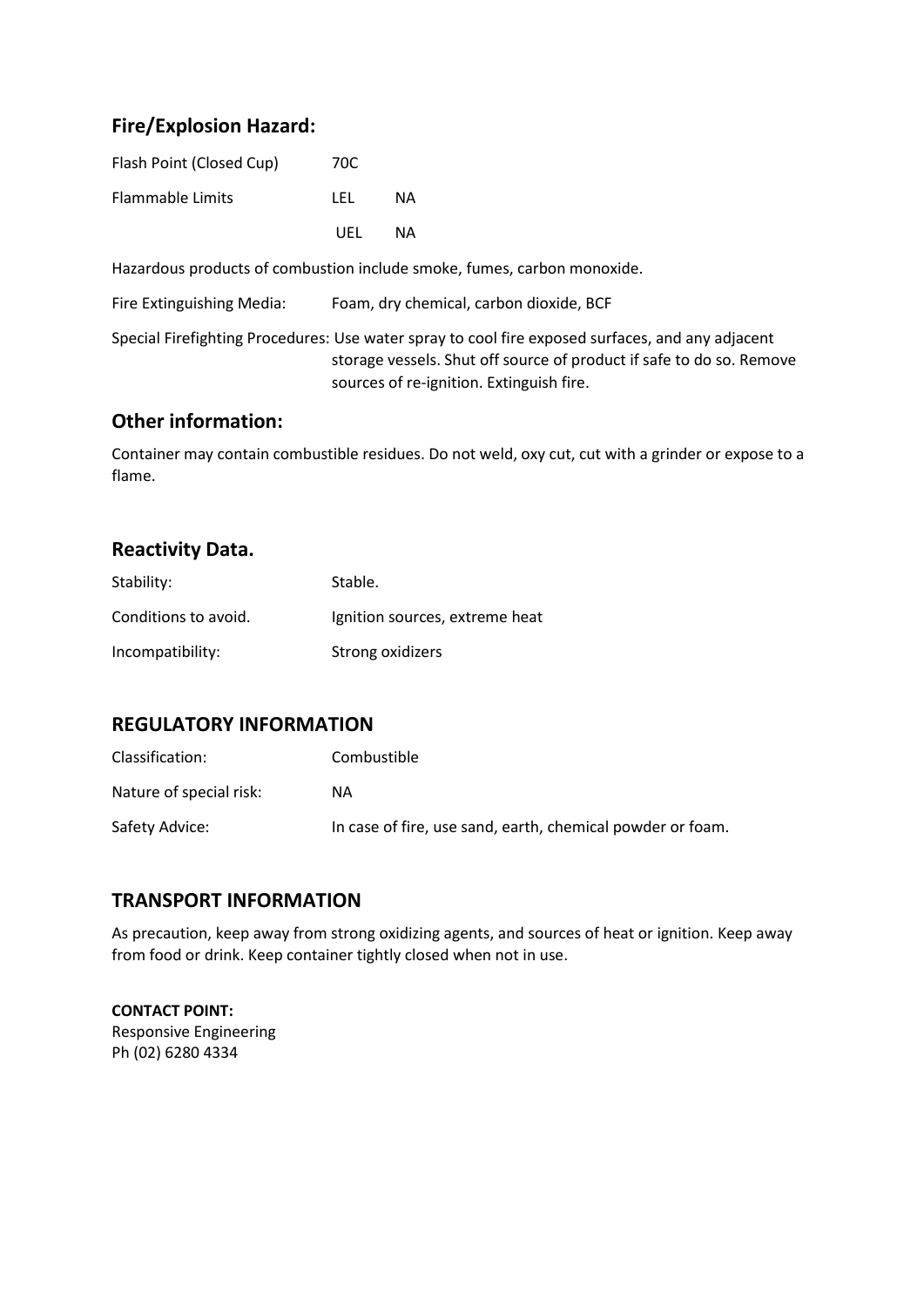## Fire/Explosion Hazard:

| | | |
|---|---|---|
| Flash Point (Closed Cup) | 70C | |
| Flammable Limits | LEL | NA |
| | UEL | NA |

Hazardous products of combustion include smoke, fumes, carbon monoxide.

Fire Extinguishing Media: Foam, dry chemical, carbon dioxide, BCF

Special Firefighting Procedures: Use water spray to cool fire exposed surfaces, and any adjacent storage vessels. Shut off source of product if safe to do so. Remove sources of re-ignition. Extinguish fire.

## Other information:

Container may contain combustible residues. Do not weld, oxy cut, cut with a grinder or expose to a flame.

## Reactivity Data.

| | |
|---|---|
| Stability: | Stable. |
| Conditions to avoid. | Ignition sources, extreme heat |
| Incompatibility: | Strong oxidizers |

## REGULATORY INFORMATION

| | |
|---|---|
| Classification: | Combustible |
| Nature of special risk: | NA |
| Safety Advice: | In case of fire, use sand, earth, chemical powder or foam. |

## TRANSPORT INFORMATION

As precaution, keep away from strong oxidizing agents, and sources of heat or ignition. Keep away from food or drink. Keep container tightly closed when not in use.

**CONTACT POINT:**
Responsive Engineering
Ph (02) 6280 4334